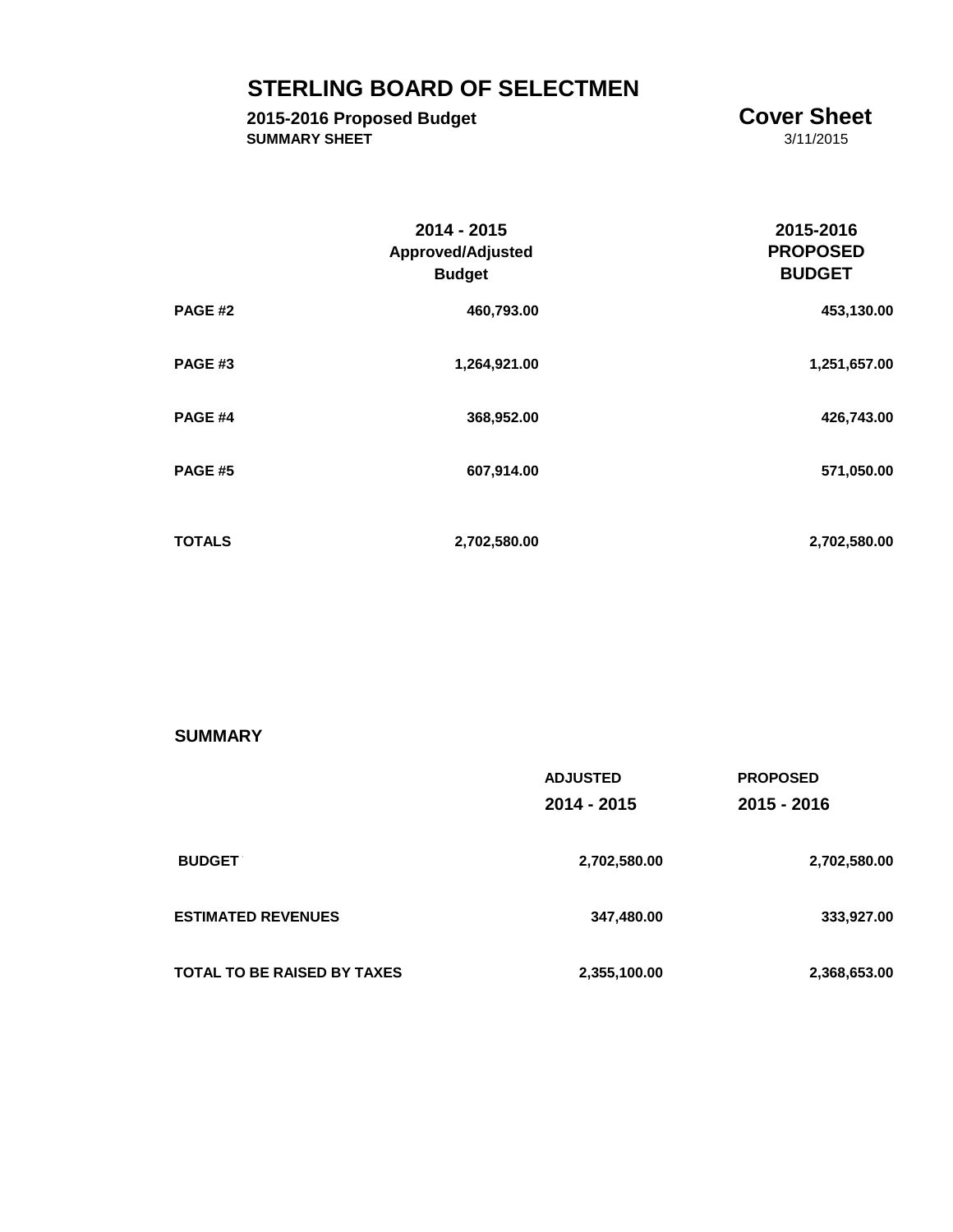# STERLING BOARD OF SELECTMEN

**2015-2016 Proposed Budget** **Cover Sheet**

**SUMMARY SHEET** 3/11/2015

| | 2014 - 2015 Approved/Adjusted Budget | 2015-2016 PROPOSED BUDGET |
|---|---|---|
| **PAGE #2** | 460,793.00 | 453,130.00 |
| **PAGE #3** | 1,264,921.00 | 1,251,657.00 |
| **PAGE #4** | 368,952.00 | 426,743.00 |
| **PAGE #5** | 607,914.00 | 571,050.00 |
| **TOTALS** | 2,702,580.00 | 2,702,580.00 |

## SUMMARY

| | ADJUSTED 2014 - 2015 | PROPOSED 2015 - 2016 |
|---|---|---|
| **BUDGET** | 2,702,580.00 | 2,702,580.00 |
| **ESTIMATED REVENUES** | 347,480.00 | 333,927.00 |
| **TOTAL TO BE RAISED BY TAXES** | 2,355,100.00 | 2,368,653.00 |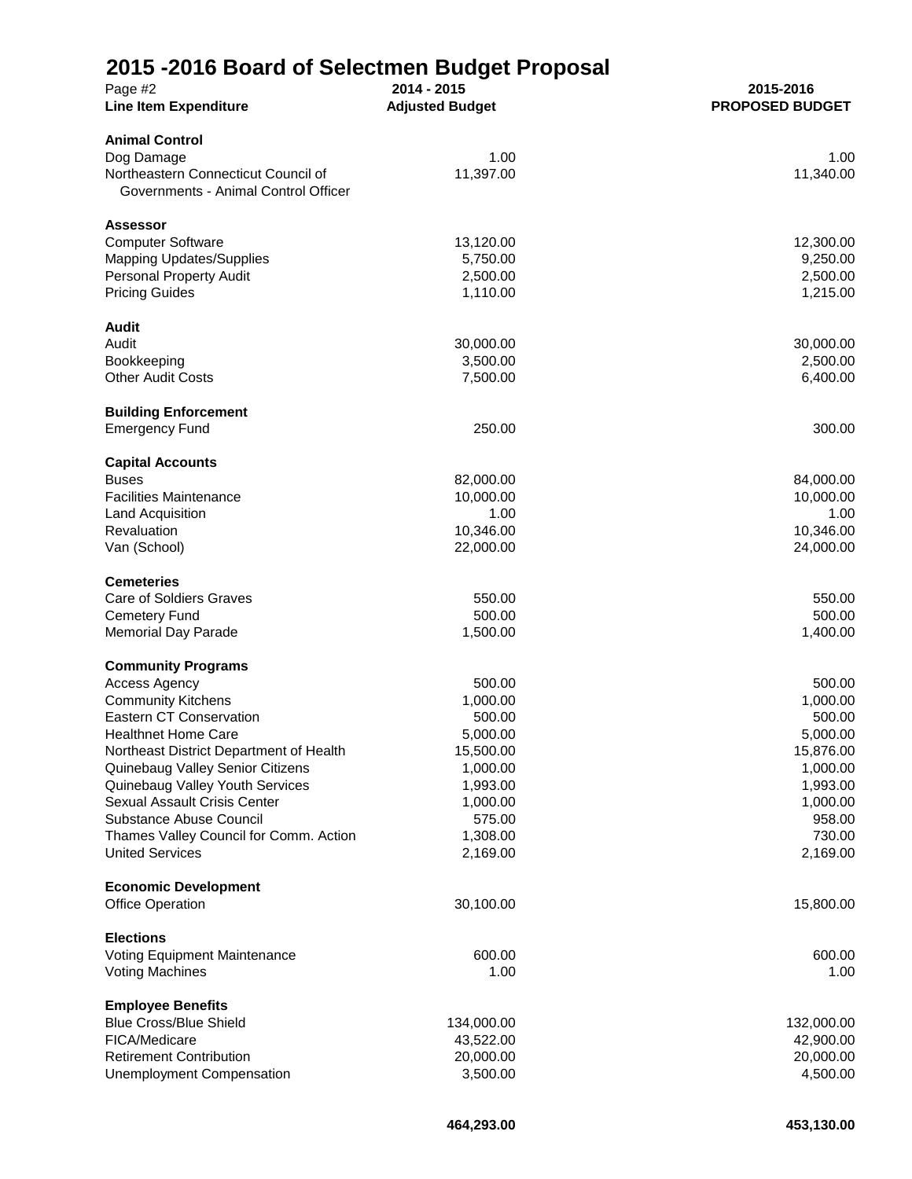# 2015 -2016 Board of Selectmen Budget Proposal

| Page #2<br>**Line Item Expenditure** | **2014 - 2015<br>Adjusted Budget** | **2015-2016<br>PROPOSED BUDGET** |
|---|---|---|
| **Animal Control** | | |
| Dog Damage | 1.00 | 1.00 |
| Northeastern Connecticut Council of Governments - Animal Control Officer | 11,397.00 | 11,340.00 |
| **Assessor** | | |
| Computer Software | 13,120.00 | 12,300.00 |
| Mapping Updates/Supplies | 5,750.00 | 9,250.00 |
| Personal Property Audit | 2,500.00 | 2,500.00 |
| Pricing Guides | 1,110.00 | 1,215.00 |
| **Audit** | | |
| Audit | 30,000.00 | 30,000.00 |
| Bookkeeping | 3,500.00 | 2,500.00 |
| Other Audit Costs | 7,500.00 | 6,400.00 |
| **Building Enforcement** | | |
| Emergency Fund | 250.00 | 300.00 |
| **Capital Accounts** | | |
| Buses | 82,000.00 | 84,000.00 |
| Facilities Maintenance | 10,000.00 | 10,000.00 |
| Land Acquisition | 1.00 | 1.00 |
| Revaluation | 10,346.00 | 10,346.00 |
| Van (School) | 22,000.00 | 24,000.00 |
| **Cemeteries** | | |
| Care of Soldiers Graves | 550.00 | 550.00 |
| Cemetery Fund | 500.00 | 500.00 |
| Memorial Day Parade | 1,500.00 | 1,400.00 |
| **Community Programs** | | |
| Access Agency | 500.00 | 500.00 |
| Community Kitchens | 1,000.00 | 1,000.00 |
| Eastern CT Conservation | 500.00 | 500.00 |
| Healthnet Home Care | 5,000.00 | 5,000.00 |
| Northeast District Department of Health | 15,500.00 | 15,876.00 |
| Quinebaug Valley Senior Citizens | 1,000.00 | 1,000.00 |
| Quinebaug Valley Youth Services | 1,993.00 | 1,993.00 |
| Sexual Assault Crisis Center | 1,000.00 | 1,000.00 |
| Substance Abuse Council | 575.00 | 958.00 |
| Thames Valley Council for Comm. Action | 1,308.00 | 730.00 |
| United Services | 2,169.00 | 2,169.00 |
| **Economic Development** | | |
| Office Operation | 30,100.00 | 15,800.00 |
| **Elections** | | |
| Voting Equipment Maintenance | 600.00 | 600.00 |
| Voting Machines | 1.00 | 1.00 |
| **Employee Benefits** | | |
| Blue Cross/Blue Shield | 134,000.00 | 132,000.00 |
| FICA/Medicare | 43,522.00 | 42,900.00 |
| Retirement Contribution | 20,000.00 | 20,000.00 |
| Unemployment Compensation | 3,500.00 | 4,500.00 |
| | **464,293.00** | **453,130.00** |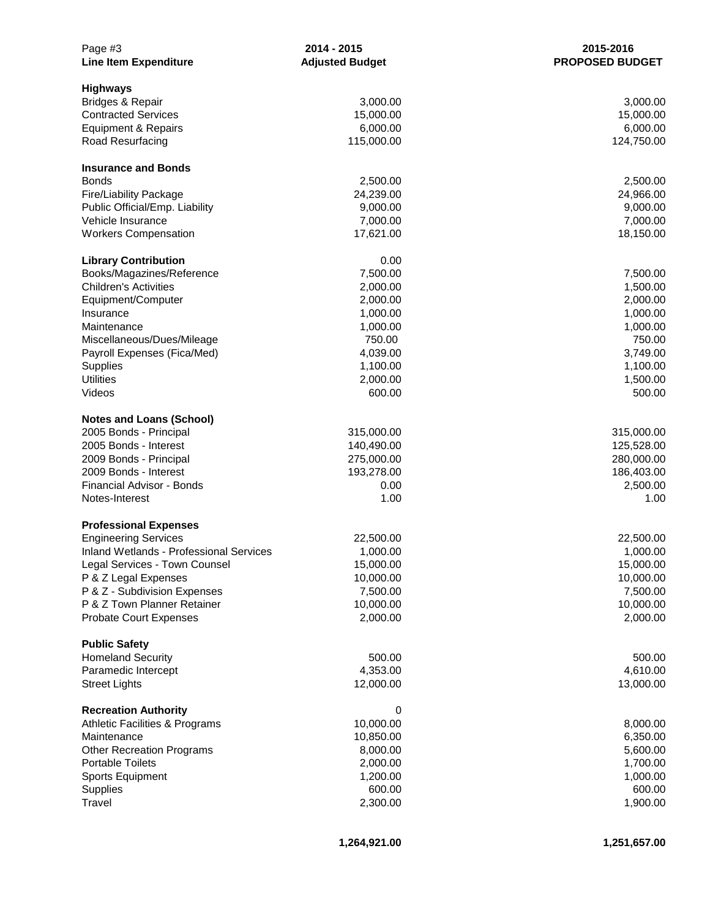| Page #3<br>**Line Item Expenditure** | **2014 - 2015<br>Adjusted Budget** | **2015-2016<br>PROPOSED BUDGET** |
|---|---|---|
| **Highways** | | |
| Bridges & Repair | 3,000.00 | 3,000.00 |
| Contracted Services | 15,000.00 | 15,000.00 |
| Equipment & Repairs | 6,000.00 | 6,000.00 |
| Road Resurfacing | 115,000.00 | 124,750.00 |
| **Insurance and Bonds** | | |
| Bonds | 2,500.00 | 2,500.00 |
| Fire/Liability Package | 24,239.00 | 24,966.00 |
| Public Official/Emp. Liability | 9,000.00 | 9,000.00 |
| Vehicle Insurance | 7,000.00 | 7,000.00 |
| Workers Compensation | 17,621.00 | 18,150.00 |
| **Library Contribution** | 0.00 | |
| Books/Magazines/Reference | 7,500.00 | 7,500.00 |
| Children's Activities | 2,000.00 | 1,500.00 |
| Equipment/Computer | 2,000.00 | 2,000.00 |
| Insurance | 1,000.00 | 1,000.00 |
| Maintenance | 1,000.00 | 1,000.00 |
| Miscellaneous/Dues/Mileage | 750.00 | 750.00 |
| Payroll Expenses (Fica/Med) | 4,039.00 | 3,749.00 |
| Supplies | 1,100.00 | 1,100.00 |
| Utilities | 2,000.00 | 1,500.00 |
| Videos | 600.00 | 500.00 |
| **Notes and Loans (School)** | | |
| 2005 Bonds - Principal | 315,000.00 | 315,000.00 |
| 2005 Bonds - Interest | 140,490.00 | 125,528.00 |
| 2009 Bonds - Principal | 275,000.00 | 280,000.00 |
| 2009 Bonds - Interest | 193,278.00 | 186,403.00 |
| Financial Advisor - Bonds | 0.00 | 2,500.00 |
| Notes-Interest | 1.00 | 1.00 |
| **Professional Expenses** | | |
| Engineering Services | 22,500.00 | 22,500.00 |
| Inland Wetlands - Professional Services | 1,000.00 | 1,000.00 |
| Legal Services - Town Counsel | 15,000.00 | 15,000.00 |
| P & Z Legal Expenses | 10,000.00 | 10,000.00 |
| P & Z - Subdivision Expenses | 7,500.00 | 7,500.00 |
| P & Z Town Planner Retainer | 10,000.00 | 10,000.00 |
| Probate Court Expenses | 2,000.00 | 2,000.00 |
| **Public Safety** | | |
| Homeland Security | 500.00 | 500.00 |
| Paramedic Intercept | 4,353.00 | 4,610.00 |
| Street Lights | 12,000.00 | 13,000.00 |
| **Recreation Authority** | 0 | |
| Athletic Facilities & Programs | 10,000.00 | 8,000.00 |
| Maintenance | 10,850.00 | 6,350.00 |
| Other Recreation Programs | 8,000.00 | 5,600.00 |
| Portable Toilets | 2,000.00 | 1,700.00 |
| Sports Equipment | 1,200.00 | 1,000.00 |
| Supplies | 600.00 | 600.00 |
| Travel | 2,300.00 | 1,900.00 |
| | **1,264,921.00** | **1,251,657.00** |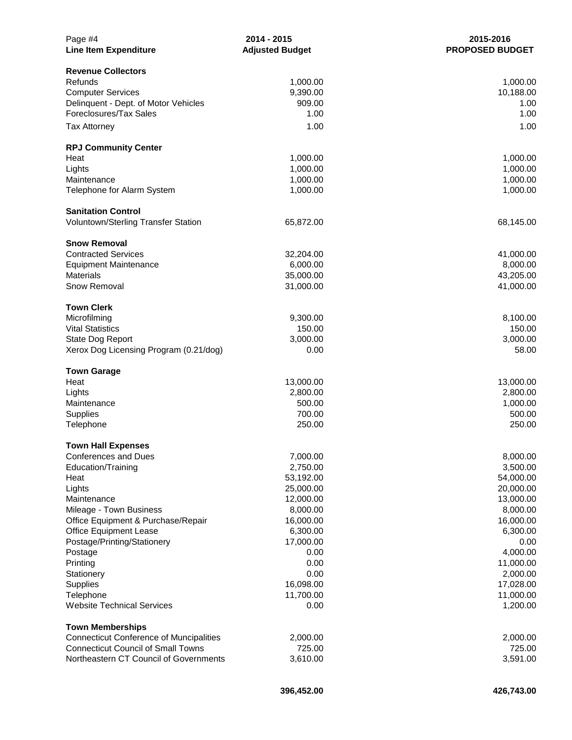| Line Item Expenditure | 2014 - 2015 Adjusted Budget | 2015-2016 PROPOSED BUDGET |
|---|---|---|
| **Revenue Collectors** | | |
| Refunds | 1,000.00 | 1,000.00 |
| Computer Services | 9,390.00 | 10,188.00 |
| Delinquent - Dept. of Motor Vehicles | 909.00 | 1.00 |
| Foreclosures/Tax Sales | 1.00 | 1.00 |
| Tax Attorney | 1.00 | 1.00 |
| **RPJ Community Center** | | |
| Heat | 1,000.00 | 1,000.00 |
| Lights | 1,000.00 | 1,000.00 |
| Maintenance | 1,000.00 | 1,000.00 |
| Telephone for Alarm System | 1,000.00 | 1,000.00 |
| **Sanitation Control** | | |
| Voluntown/Sterling Transfer Station | 65,872.00 | 68,145.00 |
| **Snow Removal** | | |
| Contracted Services | 32,204.00 | 41,000.00 |
| Equipment Maintenance | 6,000.00 | 8,000.00 |
| Materials | 35,000.00 | 43,205.00 |
| Snow Removal | 31,000.00 | 41,000.00 |
| **Town Clerk** | | |
| Microfilming | 9,300.00 | 8,100.00 |
| Vital Statistics | 150.00 | 150.00 |
| State Dog Report | 3,000.00 | 3,000.00 |
| Xerox Dog Licensing Program (0.21/dog) | 0.00 | 58.00 |
| **Town Garage** | | |
| Heat | 13,000.00 | 13,000.00 |
| Lights | 2,800.00 | 2,800.00 |
| Maintenance | 500.00 | 1,000.00 |
| Supplies | 700.00 | 500.00 |
| Telephone | 250.00 | 250.00 |
| **Town Hall Expenses** | | |
| Conferences and Dues | 7,000.00 | 8,000.00 |
| Education/Training | 2,750.00 | 3,500.00 |
| Heat | 53,192.00 | 54,000.00 |
| Lights | 25,000.00 | 20,000.00 |
| Maintenance | 12,000.00 | 13,000.00 |
| Mileage - Town Business | 8,000.00 | 8,000.00 |
| Office Equipment & Purchase/Repair | 16,000.00 | 16,000.00 |
| Office Equipment Lease | 6,300.00 | 6,300.00 |
| Postage/Printing/Stationery | 17,000.00 | 0.00 |
| Postage | 0.00 | 4,000.00 |
| Printing | 0.00 | 11,000.00 |
| Stationery | 0.00 | 2,000.00 |
| Supplies | 16,098.00 | 17,028.00 |
| Telephone | 11,700.00 | 11,000.00 |
| Website Technical Services | 0.00 | 1,200.00 |
| **Town Memberships** | | |
| Connecticut Conference of Muncipalities | 2,000.00 | 2,000.00 |
| Connecticut Council of Small Towns | 725.00 | 725.00 |
| Northeastern CT Council of Governments | 3,610.00 | 3,591.00 |
| | **396,452.00** | **426,743.00** |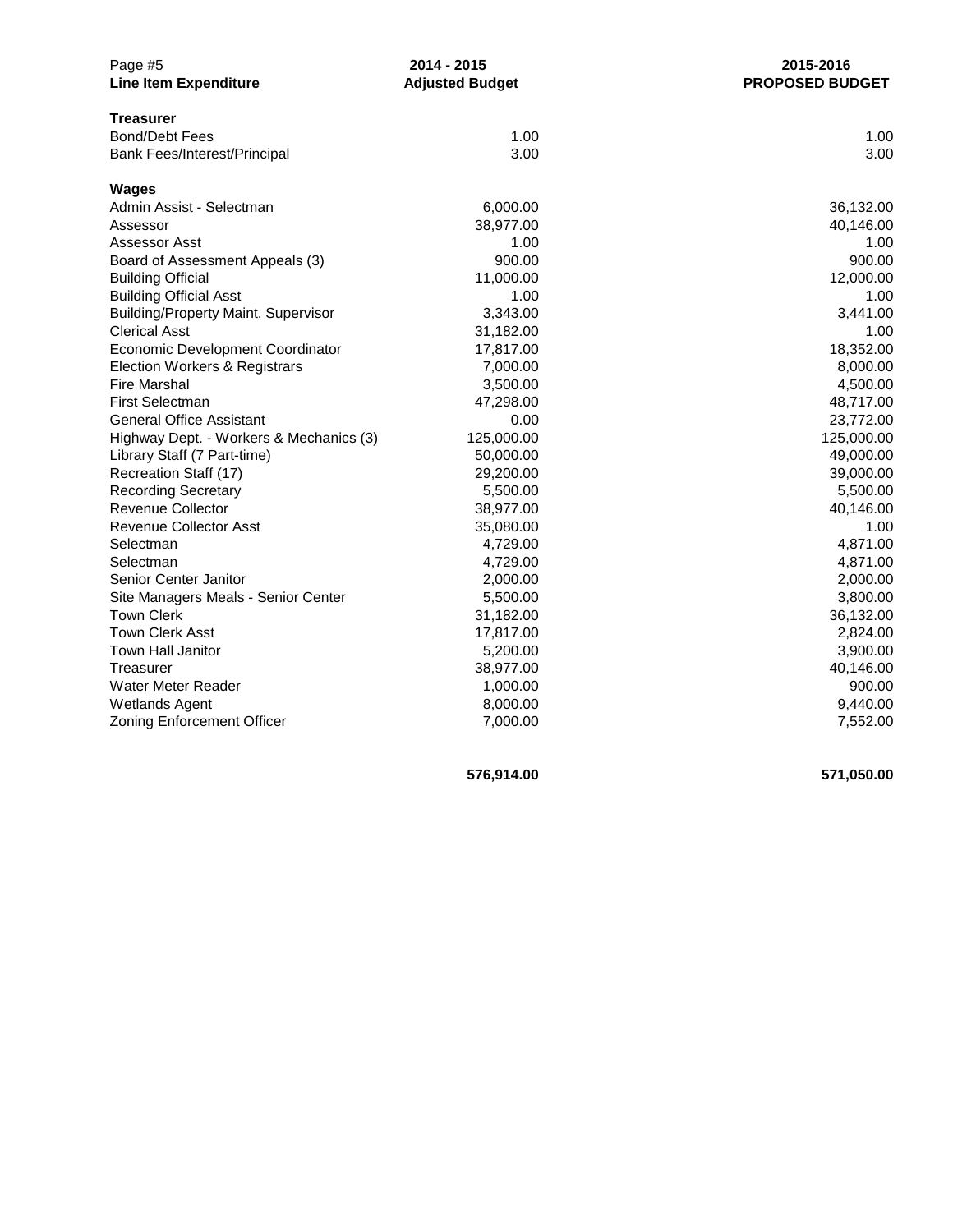| Line Item Expenditure | 2014 - 2015 Adjusted Budget | 2015-2016 PROPOSED BUDGET |
|---|---|---|
| **Treasurer** | | |
| Bond/Debt Fees | 1.00 | 1.00 |
| Bank Fees/Interest/Principal | 3.00 | 3.00 |
| | | |
| **Wages** | | |
| Admin Assist - Selectman | 6,000.00 | 36,132.00 |
| Assessor | 38,977.00 | 40,146.00 |
| Assessor Asst | 1.00 | 1.00 |
| Board of Assessment Appeals (3) | 900.00 | 900.00 |
| Building Official | 11,000.00 | 12,000.00 |
| Building Official Asst | 1.00 | 1.00 |
| Building/Property Maint. Supervisor | 3,343.00 | 3,441.00 |
| Clerical Asst | 31,182.00 | 1.00 |
| Economic Development Coordinator | 17,817.00 | 18,352.00 |
| Election Workers & Registrars | 7,000.00 | 8,000.00 |
| Fire Marshal | 3,500.00 | 4,500.00 |
| First Selectman | 47,298.00 | 48,717.00 |
| General Office Assistant | 0.00 | 23,772.00 |
| Highway Dept. - Workers & Mechanics (3) | 125,000.00 | 125,000.00 |
| Library Staff (7 Part-time) | 50,000.00 | 49,000.00 |
| Recreation Staff (17) | 29,200.00 | 39,000.00 |
| Recording Secretary | 5,500.00 | 5,500.00 |
| Revenue Collector | 38,977.00 | 40,146.00 |
| Revenue Collector Asst | 35,080.00 | 1.00 |
| Selectman | 4,729.00 | 4,871.00 |
| Selectman | 4,729.00 | 4,871.00 |
| Senior Center Janitor | 2,000.00 | 2,000.00 |
| Site Managers Meals - Senior Center | 5,500.00 | 3,800.00 |
| Town Clerk | 31,182.00 | 36,132.00 |
| Town Clerk Asst | 17,817.00 | 2,824.00 |
| Town Hall Janitor | 5,200.00 | 3,900.00 |
| Treasurer | 38,977.00 | 40,146.00 |
| Water Meter Reader | 1,000.00 | 900.00 |
| Wetlands Agent | 8,000.00 | 9,440.00 |
| Zoning Enforcement Officer | 7,000.00 | 7,552.00 |
| | | |
| | **576,914.00** | **571,050.00** |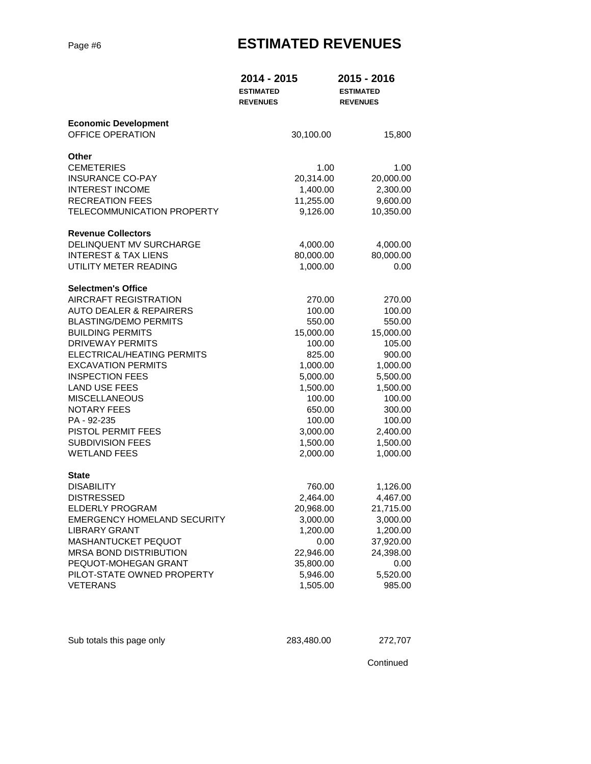# ESTIMATED REVENUES

| | 2014 - 2015 ESTIMATED REVENUES | 2015 - 2016 ESTIMATED REVENUES |
|---|---|---|
| **Economic Development** | | |
| OFFICE OPERATION | 30,100.00 | 15,800 |
| **Other** | | |
| CEMETERIES | 1.00 | 1.00 |
| INSURANCE CO-PAY | 20,314.00 | 20,000.00 |
| INTEREST INCOME | 1,400.00 | 2,300.00 |
| RECREATION FEES | 11,255.00 | 9,600.00 |
| TELECOMMUNICATION PROPERTY | 9,126.00 | 10,350.00 |
| **Revenue Collectors** | | |
| DELINQUENT MV SURCHARGE | 4,000.00 | 4,000.00 |
| INTEREST & TAX LIENS | 80,000.00 | 80,000.00 |
| UTILITY METER READING | 1,000.00 | 0.00 |
| **Selectmen's Office** | | |
| AIRCRAFT REGISTRATION | 270.00 | 270.00 |
| AUTO DEALER & REPAIRERS | 100.00 | 100.00 |
| BLASTING/DEMO PERMITS | 550.00 | 550.00 |
| BUILDING PERMITS | 15,000.00 | 15,000.00 |
| DRIVEWAY PERMITS | 100.00 | 105.00 |
| ELECTRICAL/HEATING PERMITS | 825.00 | 900.00 |
| EXCAVATION PERMITS | 1,000.00 | 1,000.00 |
| INSPECTION FEES | 5,000.00 | 5,500.00 |
| LAND USE FEES | 1,500.00 | 1,500.00 |
| MISCELLANEOUS | 100.00 | 100.00 |
| NOTARY FEES | 650.00 | 300.00 |
| PA - 92-235 | 100.00 | 100.00 |
| PISTOL PERMIT FEES | 3,000.00 | 2,400.00 |
| SUBDIVISION FEES | 1,500.00 | 1,500.00 |
| WETLAND FEES | 2,000.00 | 1,000.00 |
| **State** | | |
| DISABILITY | 760.00 | 1,126.00 |
| DISTRESSED | 2,464.00 | 4,467.00 |
| ELDERLY PROGRAM | 20,968.00 | 21,715.00 |
| EMERGENCY HOMELAND SECURITY | 3,000.00 | 3,000.00 |
| LIBRARY GRANT | 1,200.00 | 1,200.00 |
| MASHANTUCKET PEQUOT | 0.00 | 37,920.00 |
| MRSA BOND DISTRIBUTION | 22,946.00 | 24,398.00 |
| PEQUOT-MOHEGAN GRANT | 35,800.00 | 0.00 |
| PILOT-STATE OWNED PROPERTY | 5,946.00 | 5,520.00 |
| VETERANS | 1,505.00 | 985.00 |
| Sub totals this page only | 283,480.00 | 272,707 |

Continued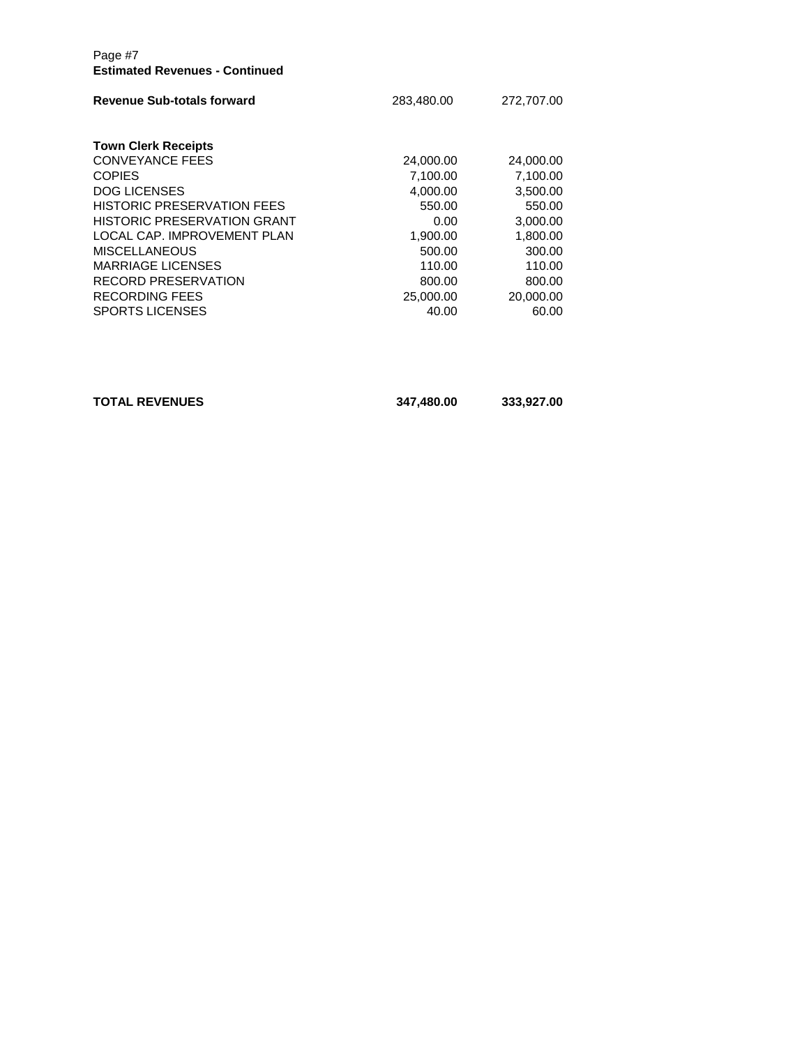Page #7

**Estimated Revenues - Continued**

| | | |
|---|---|---|
| **Revenue Sub-totals forward** | 283,480.00 | 272,707.00 |
| | | |
| **Town Clerk Receipts** | | |
| CONVEYANCE FEES | 24,000.00 | 24,000.00 |
| COPIES | 7,100.00 | 7,100.00 |
| DOG LICENSES | 4,000.00 | 3,500.00 |
| HISTORIC PRESERVATION FEES | 550.00 | 550.00 |
| HISTORIC PRESERVATION GRANT | 0.00 | 3,000.00 |
| LOCAL CAP. IMPROVEMENT PLAN | 1,900.00 | 1,800.00 |
| MISCELLANEOUS | 500.00 | 300.00 |
| MARRIAGE LICENSES | 110.00 | 110.00 |
| RECORD PRESERVATION | 800.00 | 800.00 |
| RECORDING FEES | 25,000.00 | 20,000.00 |
| SPORTS LICENSES | 40.00 | 60.00 |
| | | |
| **TOTAL REVENUES** | **347,480.00** | **333,927.00** |